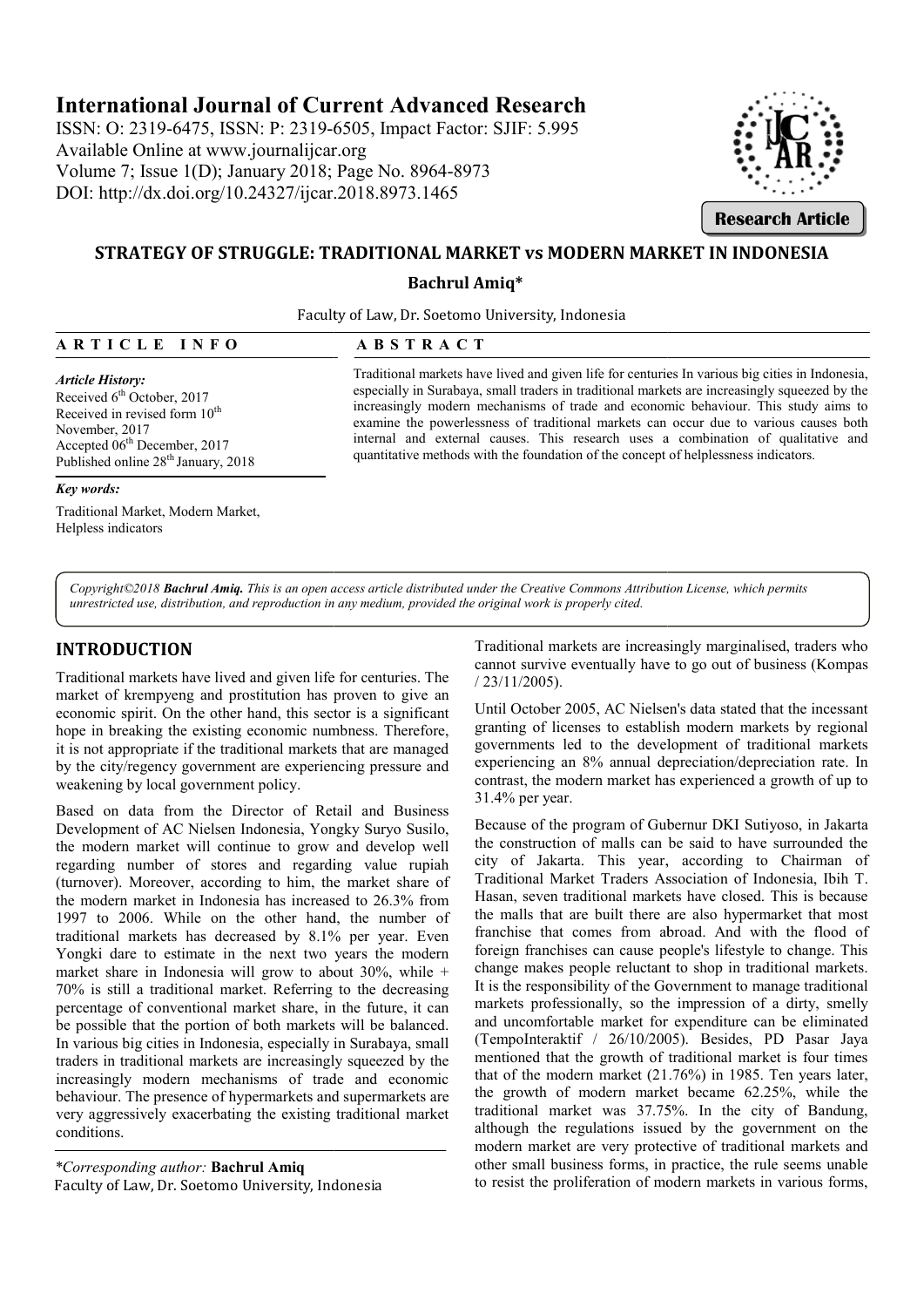# International Journal of Current Advanced Research

ISSN: O: 2319-6475, ISSN: P: 2319-6505, Impact Factor: SJIF: 5.995
Available Online at www.journalijcar.org
Volume 7; Issue 1(D); January 2018; Page No. 8964-8973
DOI: http://dx.doi.org/10.24327/ijcar.2018.8973.1465

**Research Article**

## STRATEGY OF STRUGGLE: TRADITIONAL MARKET vs MODERN MARKET IN INDONESIA

**Bachrul Amiq***

Faculty of Law, Dr. Soetomo University, Indonesia

**ARTICLE INFO**

*Article History:*
Received 6th October, 2017
Received in revised form 10th November, 2017
Accepted 06th December, 2017
Published online 28th January, 2018

*Key words:*
Traditional Market, Modern Market, Helpless indicators

**ABSTRACT**

Traditional markets have lived and given life for centuries In various big cities in Indonesia, especially in Surabaya, small traders in traditional markets are increasingly squeezed by the increasingly modern mechanisms of trade and economic behaviour. This study aims to examine the powerlessness of traditional markets can occur due to various causes both internal and external causes. This research uses a combination of qualitative and quantitative methods with the foundation of the concept of helplessness indicators.

*Copyright©2018 **Bachrul Amiq.** This is an open access article distributed under the Creative Commons Attribution License, which permits unrestricted use, distribution, and reproduction in any medium, provided the original work is properly cited.*

## INTRODUCTION

Traditional markets have lived and given life for centuries. The market of krempyeng and prostitution has proven to give an economic spirit. On the other hand, this sector is a significant hope in breaking the existing economic numbness. Therefore, it is not appropriate if the traditional markets that are managed by the city/regency government are experiencing pressure and weakening by local government policy.

Based on data from the Director of Retail and Business Development of AC Nielsen Indonesia, Yongky Suryo Susilo, the modern market will continue to grow and develop well regarding number of stores and regarding value rupiah (turnover). Moreover, according to him, the market share of the modern market in Indonesia has increased to 26.3% from 1997 to 2006. While on the other hand, the number of traditional markets has decreased by 8.1% per year. Even Yongki dare to estimate in the next two years the modern market share in Indonesia will grow to about 30%, while + 70% is still a traditional market. Referring to the decreasing percentage of conventional market share, in the future, it can be possible that the portion of both markets will be balanced. In various big cities in Indonesia, especially in Surabaya, small traders in traditional markets are increasingly squeezed by the increasingly modern mechanisms of trade and economic behaviour. The presence of hypermarkets and supermarkets are very aggressively exacerbating the existing traditional market conditions.

Traditional markets are increasingly marginalised, traders who cannot survive eventually have to go out of business (Kompas / 23/11/2005).

Until October 2005, AC Nielsen's data stated that the incessant granting of licenses to establish modern markets by regional governments led to the development of traditional markets experiencing an 8% annual depreciation/depreciation rate. In contrast, the modern market has experienced a growth of up to 31.4% per year.

Because of the program of Gubernur DKI Sutiyoso, in Jakarta the construction of malls can be said to have surrounded the city of Jakarta. This year, according to Chairman of Traditional Market Traders Association of Indonesia, Ibih T. Hasan, seven traditional markets have closed. This is because the malls that are built there are also hypermarket that most franchise that comes from abroad. And with the flood of foreign franchises can cause people's lifestyle to change. This change makes people reluctant to shop in traditional markets. It is the responsibility of the Government to manage traditional markets professionally, so the impression of a dirty, smelly and uncomfortable market for expenditure can be eliminated (TempoInteraktif / 26/10/2005). Besides, PD Pasar Jaya mentioned that the growth of traditional market is four times that of the modern market (21.76%) in 1985. Ten years later, the growth of modern market became 62.25%, while the traditional market was 37.75%. In the city of Bandung, although the regulations issued by the government on the modern market are very protective of traditional markets and other small business forms, in practice, the rule seems unable to resist the proliferation of modern markets in various forms,

*Corresponding author: **Bachrul Amiq**
Faculty of Law, Dr. Soetomo University, Indonesia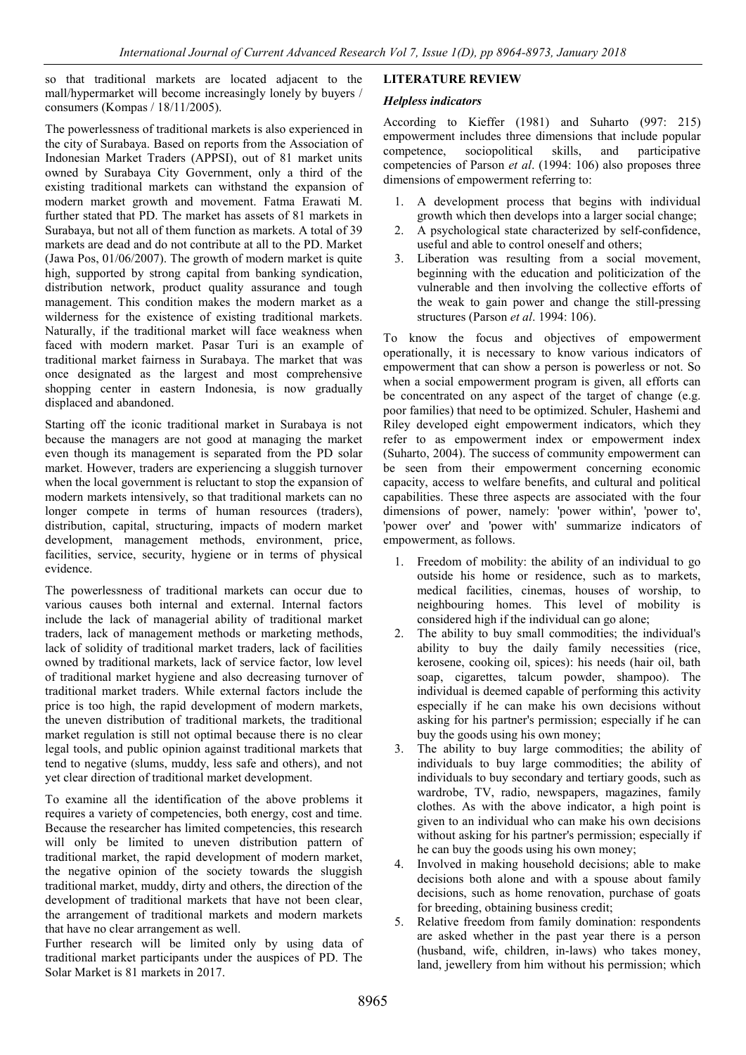so that traditional markets are located adjacent to the mall/hypermarket will become increasingly lonely by buyers / consumers (Kompas / 18/11/2005).

The powerlessness of traditional markets is also experienced in the city of Surabaya. Based on reports from the Association of Indonesian Market Traders (APPSI), out of 81 market units owned by Surabaya City Government, only a third of the existing traditional markets can withstand the expansion of modern market growth and movement. Fatma Erawati M. further stated that PD. The market has assets of 81 markets in Surabaya, but not all of them function as markets. A total of 39 markets are dead and do not contribute at all to the PD. Market (Jawa Pos, 01/06/2007). The growth of modern market is quite high, supported by strong capital from banking syndication, distribution network, product quality assurance and tough management. This condition makes the modern market as a wilderness for the existence of existing traditional markets. Naturally, if the traditional market will face weakness when faced with modern market. Pasar Turi is an example of traditional market fairness in Surabaya. The market that was once designated as the largest and most comprehensive shopping center in eastern Indonesia, is now gradually displaced and abandoned.

Starting off the iconic traditional market in Surabaya is not because the managers are not good at managing the market even though its management is separated from the PD solar market. However, traders are experiencing a sluggish turnover when the local government is reluctant to stop the expansion of modern markets intensively, so that traditional markets can no longer compete in terms of human resources (traders), distribution, capital, structuring, impacts of modern market development, management methods, environment, price, facilities, service, security, hygiene or in terms of physical evidence.

The powerlessness of traditional markets can occur due to various causes both internal and external. Internal factors include the lack of managerial ability of traditional market traders, lack of management methods or marketing methods, lack of solidity of traditional market traders, lack of facilities owned by traditional markets, lack of service factor, low level of traditional market hygiene and also decreasing turnover of traditional market traders. While external factors include the price is too high, the rapid development of modern markets, the uneven distribution of traditional markets, the traditional market regulation is still not optimal because there is no clear legal tools, and public opinion against traditional markets that tend to negative (slums, muddy, less safe and others), and not yet clear direction of traditional market development.

To examine all the identification of the above problems it requires a variety of competencies, both energy, cost and time. Because the researcher has limited competencies, this research will only be limited to uneven distribution pattern of traditional market, the rapid development of modern market, the negative opinion of the society towards the sluggish traditional market, muddy, dirty and others, the direction of the development of traditional markets that have not been clear, the arrangement of traditional markets and modern markets that have no clear arrangement as well.

Further research will be limited only by using data of traditional market participants under the auspices of PD. The Solar Market is 81 markets in 2017.

## LITERATURE REVIEW

### *Helpless indicators*

According to Kieffer (1981) and Suharto (997: 215) empowerment includes three dimensions that include popular competence, sociopolitical skills, and participative competencies of Parson *et al*. (1994: 106) also proposes three dimensions of empowerment referring to:

1. A development process that begins with individual growth which then develops into a larger social change;
2. A psychological state characterized by self-confidence, useful and able to control oneself and others;
3. Liberation was resulting from a social movement, beginning with the education and politicization of the vulnerable and then involving the collective efforts of the weak to gain power and change the still-pressing structures (Parson *et al*. 1994: 106).

To know the focus and objectives of empowerment operationally, it is necessary to know various indicators of empowerment that can show a person is powerless or not. So when a social empowerment program is given, all efforts can be concentrated on any aspect of the target of change (e.g. poor families) that need to be optimized. Schuler, Hashemi and Riley developed eight empowerment indicators, which they refer to as empowerment index or empowerment index (Suharto, 2004). The success of community empowerment can be seen from their empowerment concerning economic capacity, access to welfare benefits, and cultural and political capabilities. These three aspects are associated with the four dimensions of power, namely: 'power within', 'power to', 'power over' and 'power with' summarize indicators of empowerment, as follows.

1. Freedom of mobility: the ability of an individual to go outside his home or residence, such as to markets, medical facilities, cinemas, houses of worship, to neighbouring homes. This level of mobility is considered high if the individual can go alone;
2. The ability to buy small commodities; the individual's ability to buy the daily family necessities (rice, kerosene, cooking oil, spices): his needs (hair oil, bath soap, cigarettes, talcum powder, shampoo). The individual is deemed capable of performing this activity especially if he can make his own decisions without asking for his partner's permission; especially if he can buy the goods using his own money;
3. The ability to buy large commodities; the ability of individuals to buy large commodities; the ability of individuals to buy secondary and tertiary goods, such as wardrobe, TV, radio, newspapers, magazines, family clothes. As with the above indicator, a high point is given to an individual who can make his own decisions without asking for his partner's permission; especially if he can buy the goods using his own money;
4. Involved in making household decisions; able to make decisions both alone and with a spouse about family decisions, such as home renovation, purchase of goats for breeding, obtaining business credit;
5. Relative freedom from family domination: respondents are asked whether in the past year there is a person (husband, wife, children, in-laws) who takes money, land, jewellery from him without his permission; which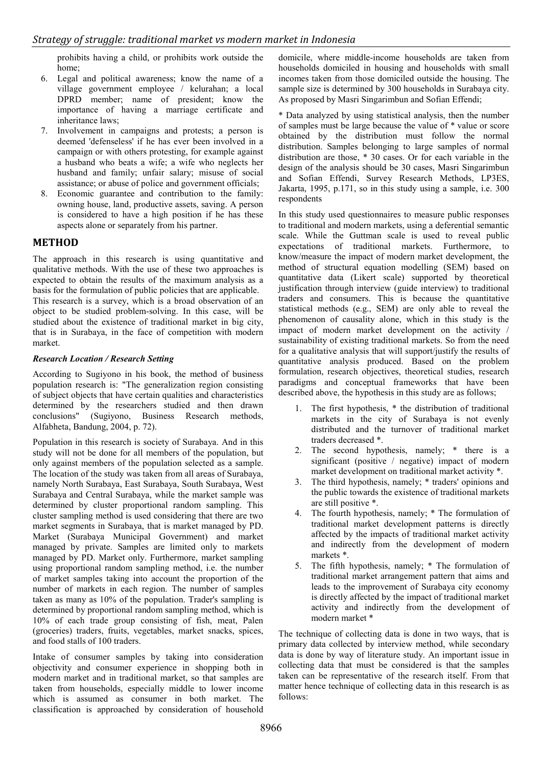prohibits having a child, or prohibits work outside the home;

6. Legal and political awareness; know the name of a village government employee / kelurahan; a local DPRD member; name of president; know the importance of having a marriage certificate and inheritance laws;
7. Involvement in campaigns and protests; a person is deemed 'defenseless' if he has ever been involved in a campaign or with others protesting, for example against a husband who beats a wife; a wife who neglects her husband and family; unfair salary; misuse of social assistance; or abuse of police and government officials;
8. Economic guarantee and contribution to the family: owning house, land, productive assets, saving. A person is considered to have a high position if he has these aspects alone or separately from his partner.

## METHOD

The approach in this research is using quantitative and qualitative methods. With the use of these two approaches is expected to obtain the results of the maximum analysis as a basis for the formulation of public policies that are applicable. This research is a survey, which is a broad observation of an object to be studied problem-solving. In this case, will be studied about the existence of traditional market in big city, that is in Surabaya, in the face of competition with modern market.

### *Research Location / Research Setting*

According to Sugiyono in his book, the method of business population research is: "The generalization region consisting of subject objects that have certain qualities and characteristics determined by the researchers studied and then drawn conclusions" (Sugiyono, Business Research methods, Alfabheta, Bandung, 2004, p. 72).

Population in this research is society of Surabaya. And in this study will not be done for all members of the population, but only against members of the population selected as a sample. The location of the study was taken from all areas of Surabaya, namely North Surabaya, East Surabaya, South Surabaya, West Surabaya and Central Surabaya, while the market sample was determined by cluster proportional random sampling. This cluster sampling method is used considering that there are two market segments in Surabaya, that is market managed by PD. Market (Surabaya Municipal Government) and market managed by private. Samples are limited only to markets managed by PD. Market only. Furthermore, market sampling using proportional random sampling method, i.e. the number of market samples taking into account the proportion of the number of markets in each region. The number of samples taken as many as 10% of the population. Trader's sampling is determined by proportional random sampling method, which is 10% of each trade group consisting of fish, meat, Palen (groceries) traders, fruits, vegetables, market snacks, spices, and food stalls of 100 traders.

Intake of consumer samples by taking into consideration objectivity and consumer experience in shopping both in modern market and in traditional market, so that samples are taken from households, especially middle to lower income which is assumed as consumer in both market. The classification is approached by consideration of household domicile, where middle-income households are taken from households domiciled in housing and households with small incomes taken from those domiciled outside the housing. The sample size is determined by 300 households in Surabaya city. As proposed by Masri Singarimbun and Sofian Effendi;

* Data analyzed by using statistical analysis, then the number of samples must be large because the value of * value or score obtained by the distribution must follow the normal distribution. Samples belonging to large samples of normal distribution are those, * 30 cases. Or for each variable in the design of the analysis should be 30 cases, Masri Singarimbun and Sofian Effendi, Survey Research Methods, LP3ES, Jakarta, 1995, p.171, so in this study using a sample, i.e. 300 respondents

In this study used questionnaires to measure public responses to traditional and modern markets, using a deferential semantic scale. While the Guttman scale is used to reveal public expectations of traditional markets. Furthermore, to know/measure the impact of modern market development, the method of structural equation modelling (SEM) based on quantitative data (Likert scale) supported by theoretical justification through interview (guide interview) to traditional traders and consumers. This is because the quantitative statistical methods (e.g., SEM) are only able to reveal the phenomenon of causality alone, which in this study is the impact of modern market development on the activity / sustainability of existing traditional markets. So from the need for a qualitative analysis that will support/justify the results of quantitative analysis produced. Based on the problem formulation, research objectives, theoretical studies, research paradigms and conceptual frameworks that have been described above, the hypothesis in this study are as follows;

1. The first hypothesis, * the distribution of traditional markets in the city of Surabaya is not evenly distributed and the turnover of traditional market traders decreased *.
2. The second hypothesis, namely; * there is a significant (positive / negative) impact of modern market development on traditional market activity *.
3. The third hypothesis, namely; * traders' opinions and the public towards the existence of traditional markets are still positive *.
4. The fourth hypothesis, namely; * The formulation of traditional market development patterns is directly affected by the impacts of traditional market activity and indirectly from the development of modern markets *.
5. The fifth hypothesis, namely; * The formulation of traditional market arrangement pattern that aims and leads to the improvement of Surabaya city economy is directly affected by the impact of traditional market activity and indirectly from the development of modern market *

The technique of collecting data is done in two ways, that is primary data collected by interview method, while secondary data is done by way of literature study. An important issue in collecting data that must be considered is that the samples taken can be representative of the research itself. From that matter hence technique of collecting data in this research is as follows: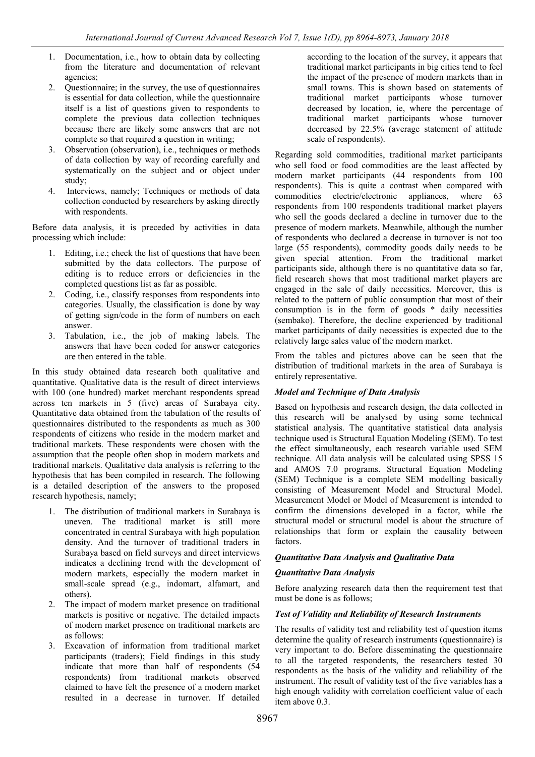1. Documentation, i.e., how to obtain data by collecting from the literature and documentation of relevant agencies;
2. Questionnaire; in the survey, the use of questionnaires is essential for data collection, while the questionnaire itself is a list of questions given to respondents to complete the previous data collection techniques because there are likely some answers that are not complete so that required a question in writing;
3. Observation (observation), i.e., techniques or methods of data collection by way of recording carefully and systematically on the subject and or object under study;
4. Interviews, namely; Techniques or methods of data collection conducted by researchers by asking directly with respondents.

Before data analysis, it is preceded by activities in data processing which include:

1. Editing, i.e.; check the list of questions that have been submitted by the data collectors. The purpose of editing is to reduce errors or deficiencies in the completed questions list as far as possible.
2. Coding, i.e., classify responses from respondents into categories. Usually, the classification is done by way of getting sign/code in the form of numbers on each answer.
3. Tabulation, i.e., the job of making labels. The answers that have been coded for answer categories are then entered in the table.

In this study obtained data research both qualitative and quantitative. Qualitative data is the result of direct interviews with 100 (one hundred) market merchant respondents spread across ten markets in 5 (five) areas of Surabaya city. Quantitative data obtained from the tabulation of the results of questionnaires distributed to the respondents as much as 300 respondents of citizens who reside in the modern market and traditional markets. These respondents were chosen with the assumption that the people often shop in modern markets and traditional markets. Qualitative data analysis is referring to the hypothesis that has been compiled in research. The following is a detailed description of the answers to the proposed research hypothesis, namely;

1. The distribution of traditional markets in Surabaya is uneven. The traditional market is still more concentrated in central Surabaya with high population density. And the turnover of traditional traders in Surabaya based on field surveys and direct interviews indicates a declining trend with the development of modern markets, especially the modern market in small-scale spread (e.g., indomart, alfamart, and others).
2. The impact of modern market presence on traditional markets is positive or negative. The detailed impacts of modern market presence on traditional markets are as follows:
3. Excavation of information from traditional market participants (traders); Field findings in this study indicate that more than half of respondents (54 respondents) from traditional markets observed claimed to have felt the presence of a modern market resulted in a decrease in turnover. If detailed according to the location of the survey, it appears that traditional market participants in big cities tend to feel the impact of the presence of modern markets than in small towns. This is shown based on statements of traditional market participants whose turnover decreased by location, ie, where the percentage of traditional market participants whose turnover decreased by 22.5% (average statement of attitude scale of respondents).

Regarding sold commodities, traditional market participants who sell food or food commodities are the least affected by modern market participants (44 respondents from 100 respondents). This is quite a contrast when compared with commodities electric/electronic appliances, where 63 respondents from 100 respondents traditional market players who sell the goods declared a decline in turnover due to the presence of modern markets. Meanwhile, although the number of respondents who declared a decrease in turnover is not too large (55 respondents), commodity goods daily needs to be given special attention. From the traditional market participants side, although there is no quantitative data so far, field research shows that most traditional market players are engaged in the sale of daily necessities. Moreover, this is related to the pattern of public consumption that most of their consumption is in the form of goods * daily necessities (sembako). Therefore, the decline experienced by traditional market participants of daily necessities is expected due to the relatively large sales value of the modern market.

From the tables and pictures above can be seen that the distribution of traditional markets in the area of Surabaya is entirely representative.

### *Model and Technique of Data Analysis*

Based on hypothesis and research design, the data collected in this research will be analysed by using some technical statistical analysis. The quantitative statistical data analysis technique used is Structural Equation Modeling (SEM). To test the effect simultaneously, each research variable used SEM technique. All data analysis will be calculated using SPSS 15 and AMOS 7.0 programs. Structural Equation Modeling (SEM) Technique is a complete SEM modelling basically consisting of Measurement Model and Structural Model. Measurement Model or Model of Measurement is intended to confirm the dimensions developed in a factor, while the structural model or structural model is about the structure of relationships that form or explain the causality between factors.

### *Quantitative Data Analysis and Qualitative Data*

### *Quantitative Data Analysis*

Before analyzing research data then the requirement test that must be done is as follows;

### *Test of Validity and Reliability of Research Instruments*

The results of validity test and reliability test of question items determine the quality of research instruments (questionnaire) is very important to do. Before disseminating the questionnaire to all the targeted respondents, the researchers tested 30 respondents as the basis of the validity and reliability of the instrument. The result of validity test of the five variables has a high enough validity with correlation coefficient value of each item above 0.3.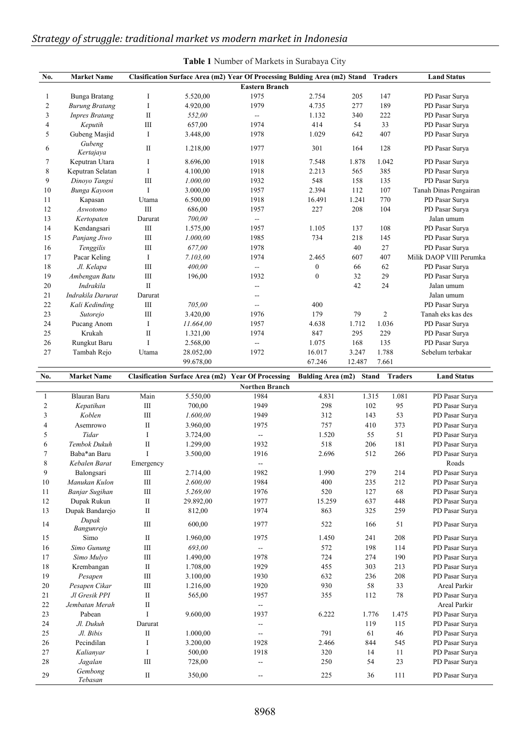**Table 1** Number of Markets in Surabaya City

| No. | Market Name | Clasification | Surface Area (m2) | Year Of Processing | Bulding Area (m2) | Stand | Traders | Land Status |
|---|---|---|---|---|---|---|---|---|
| | | | | **Eastern Branch** | | | | |
| 1 | Bunga Bratang | I | 5.520,00 | 1975 | 2.754 | 205 | 147 | PD Pasar Surya |
| 2 | *Burung Bratang* | I | 4.920,00 | 1979 | 4.735 | 277 | 189 | PD Pasar Surya |
| 3 | *Inpres Bratang* | II | *552,00* | -- | 1.132 | 340 | 222 | PD Pasar Surya |
| 4 | *Keputih* | III | 657,00 | 1974 | 414 | 54 | 33 | PD Pasar Surya |
| 5 | Gubeng Masjid | I | 3.448,00 | 1978 | 1.029 | 642 | 407 | PD Pasar Surya |
| 6 | *Gubeng Kertajaya* | II | 1.218,00 | 1977 | 301 | 164 | 128 | PD Pasar Surya |
| 7 | Keputran Utara | I | 8.696,00 | 1918 | 7.548 | 1.878 | 1.042 | PD Pasar Surya |
| 8 | Keputran Selatan | I | 4.100,00 | 1918 | 2.213 | 565 | 385 | PD Pasar Surya |
| 9 | *Dinoyo Tangsi* | III | *1.000,00* | 1932 | 548 | 158 | 135 | PD Pasar Surya |
| 10 | *Bunga Kayoon* | I | 3.000,00 | 1957 | 2.394 | 112 | 107 | Tanah Dinas Pengairan |
| 11 | Kapasan | Utama | 6.500,00 | 1918 | 16.491 | 1.241 | 770 | PD Pasar Surya |
| 12 | *Aswotomo* | III | 686,00 | 1957 | 227 | 208 | 104 | PD Pasar Surya |
| 13 | *Kertopaten* | Darurat | *700,00* | -- | | | | Jalan umum |
| 14 | Kendangsari | III | 1.575,00 | 1957 | 1.105 | 137 | 108 | PD Pasar Surya |
| 15 | *Panjang Jiwo* | III | *1.000,00* | 1985 | 734 | 218 | 145 | PD Pasar Surya |
| 16 | *Tenggilis* | III | *677,00* | 1978 | | 40 | 27 | PD Pasar Surya |
| 17 | Pacar Keling | I | *7.103,00* | 1974 | 2.465 | 607 | 407 | Milik DAOP VIII Perumka |
| 18 | *Jl. Kelapa* | III | *400,00* | -- | 0 | 66 | 62 | PD Pasar Surya |
| 19 | *Ambengan Batu* | III | 196,00 | 1932 | 0 | 32 | 29 | PD Pasar Surya |
| 20 | *Indrakila* | II | | -- | | 42 | 24 | Jalan umum |
| 21 | *Indrakila Darurat* | Darurat | | -- | | | | Jalan umum |
| 22 | *Kali Kedinding* | III | *705,00* | -- | 400 | | | PD Pasar Surya |
| 23 | *Sutorejo* | III | 3.420,00 | 1976 | 179 | 79 | 2 | Tanah eks kas des |
| 24 | Pucang Anom | I | *11.664,00* | 1957 | 4.638 | 1.712 | 1.036 | PD Pasar Surya |
| 25 | Krukah | II | 1.321,00 | 1974 | 847 | 295 | 229 | PD Pasar Surya |
| 26 | Rungkut Baru | I | 2.568,00 | -- | 1.075 | 168 | 135 | PD Pasar Surya |
| 27 | Tambah Rejo | Utama | 28.052,00 | 1972 | 16.017 | 3.247 | 1.788 | Sebelum terbakar |
| | | | 99.678,00 | | 67.246 | 12.487 | 7.661 | |

| No. | Market Name | Clasification | Surface Area (m2) | Year Of Processing | Bulding Area (m2) | Stand | Traders | Land Status |
|---|---|---|---|---|---|---|---|---|
| | | | | **Northen Branch** | | | | |
| 1 | Blauran Baru | Main | 5.550,00 | 1984 | 4.831 | 1.315 | 1.081 | PD Pasar Surya |
| 2 | *Kepatihan* | III | 700,00 | 1949 | 298 | 102 | 95 | PD Pasar Surya |
| 3 | *Koblen* | III | *1.600,00* | 1949 | 312 | 143 | 53 | PD Pasar Surya |
| 4 | Asemrowo | II | 3.960,00 | 1975 | 757 | 410 | 373 | PD Pasar Surya |
| 5 | *Tidar* | I | 3.724,00 | -- | 1.520 | 55 | 51 | PD Pasar Surya |
| 6 | *Tembok Dukuh* | II | 1.299,00 | 1932 | 518 | 206 | 181 | PD Pasar Surya |
| 7 | Baba*an Baru | I | 3.500,00 | 1916 | 2.696 | 512 | 266 | PD Pasar Surya |
| 8 | *Kebalen Barat* | Emergency | | -- | | | | Roads |
| 9 | Balongsari | III | 2.714,00 | 1982 | 1.990 | 279 | 214 | PD Pasar Surya |
| 10 | *Manukan Kulon* | III | *2.600,00* | 1984 | 400 | 235 | 212 | PD Pasar Surya |
| 11 | *Banjar Sugihan* | III | *5.269,00* | 1976 | 520 | 127 | 68 | PD Pasar Surya |
| 12 | Dupak Rukun | II | 29.892,00 | 1977 | 15.259 | 637 | 448 | PD Pasar Surya |
| 13 | Dupak Bandarejo | II | 812,00 | 1974 | 863 | 325 | 259 | PD Pasar Surya |
| 14 | *Dupak Bangunrejo* | III | 600,00 | 1977 | 522 | 166 | 51 | PD Pasar Surya |
| 15 | Simo | II | 1.960,00 | 1975 | 1.450 | 241 | 208 | PD Pasar Surya |
| 16 | *Simo Gunung* | III | *693,00* | -- | 572 | 198 | 114 | PD Pasar Surya |
| 17 | *Simo Mulyo* | III | 1.490,00 | 1978 | 724 | 274 | 190 | PD Pasar Surya |
| 18 | Krembangan | II | 1.708,00 | 1929 | 455 | 303 | 213 | PD Pasar Surya |
| 19 | *Pesapen* | III | 3.100,00 | 1930 | 632 | 236 | 208 | PD Pasar Surya |
| 20 | *Pesapen Cikar* | III | 1.216,00 | 1920 | 930 | 58 | 33 | Areal Parkir |
| 21 | *Jl Gresik PPI* | II | 565,00 | 1957 | 355 | 112 | 78 | PD Pasar Surya |
| 22 | *Jembatan Merah* | II | | -- | | | | Areal Parkir |
| 23 | Pabean | I | 9.600,00 | 1937 | 6.222 | 1.776 | 1.475 | PD Pasar Surya |
| 24 | *Jl. Dukuh* | Darurat | | -- | | 119 | 115 | PD Pasar Surya |
| 25 | *Jl. Bibis* | II | 1.000,00 | -- | 791 | 61 | 46 | PD Pasar Surya |
| 26 | Pecindilan | I | 3.200,00 | 1928 | 2.466 | 844 | 545 | PD Pasar Surya |
| 27 | *Kalianyar* | I | 500,00 | 1918 | 320 | 14 | 11 | PD Pasar Surya |
| 28 | *Jagalan* | III | 728,00 | -- | 250 | 54 | 23 | PD Pasar Surya |
| 29 | *Gembong Tebasan* | II | 350,00 | -- | 225 | 36 | 111 | PD Pasar Surya |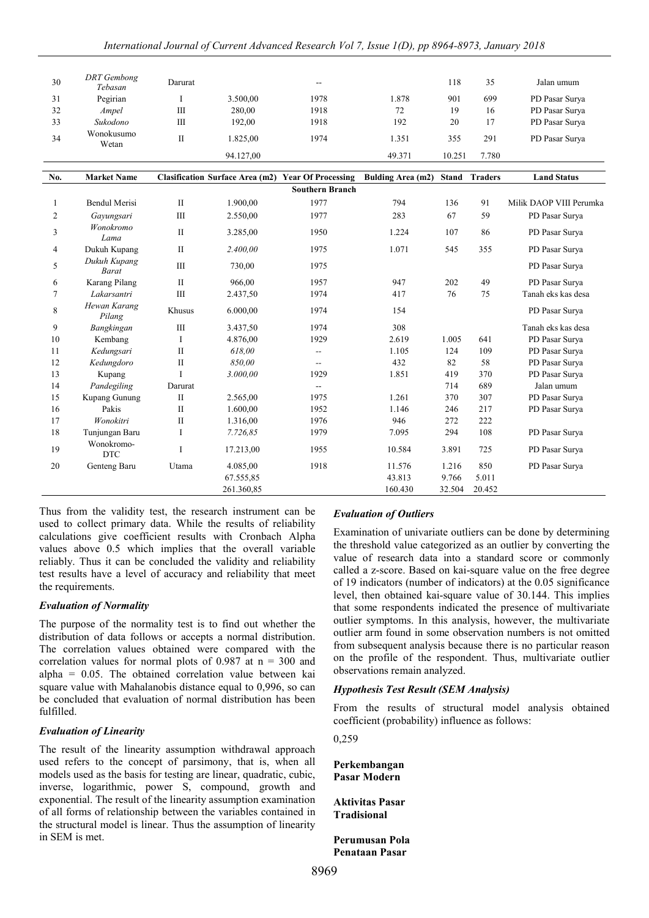| No. | Market Name | Clasification | Surface Area (m2) | Year Of Processing | Bulding Area (m2) | Stand | Traders | Land Status |
|---|---|---|---|---|---|---|---|---|
| 30 | *DRT Gembong Tebasan* | Darurat | | -- | | 118 | 35 | Jalan umum |
| 31 | Pegirian | I | 3.500,00 | 1978 | 1.878 | 901 | 699 | PD Pasar Surya |
| 32 | *Ampel* | III | 280,00 | 1918 | 72 | 19 | 16 | PD Pasar Surya |
| 33 | *Sukodono* | III | 192,00 | 1918 | 192 | 20 | 17 | PD Pasar Surya |
| 34 | Wonokusumo Wetan | II | 1.825,00 | 1974 | 1.351 | 355 | 291 | PD Pasar Surya |
| | | | 94.127,00 | | 49.371 | 10.251 | 7.780 | |
| | | | | **Southern Branch** | | | | |
| 1 | Bendul Merisi | II | 1.900,00 | 1977 | 794 | 136 | 91 | Milik DAOP VIII Perumka |
| 2 | *Gayungsari* | III | 2.550,00 | 1977 | 283 | 67 | 59 | PD Pasar Surya |
| 3 | *Wonokromo Lama* | II | 3.285,00 | 1950 | 1.224 | 107 | 86 | PD Pasar Surya |
| 4 | Dukuh Kupang | II | *2.400,00* | 1975 | 1.071 | 545 | 355 | PD Pasar Surya |
| 5 | *Dukuh Kupang Barat* | III | 730,00 | 1975 | | | | PD Pasar Surya |
| 6 | Karang Pilang | II | 966,00 | 1957 | 947 | 202 | 49 | PD Pasar Surya |
| 7 | *Lakarsantri* | III | 2.437,50 | 1974 | 417 | 76 | 75 | Tanah eks kas desa |
| 8 | *Hewan Karang Pilang* | Khusus | 6.000,00 | 1974 | 154 | | | PD Pasar Surya |
| 9 | *Bangkingan* | III | 3.437,50 | 1974 | 308 | | | Tanah eks kas desa |
| 10 | Kembang | I | 4.876,00 | 1929 | 2.619 | 1.005 | 641 | PD Pasar Surya |
| 11 | *Kedungsari* | II | *618,00* | -- | 1.105 | 124 | 109 | PD Pasar Surya |
| 12 | *Kedungdoro* | II | *850,00* | -- | 432 | 82 | 58 | PD Pasar Surya |
| 13 | Kupang | I | *3.000,00* | 1929 | 1.851 | 419 | 370 | PD Pasar Surya |
| 14 | *Pandegiling* | Darurat | | -- | | 714 | 689 | Jalan umum |
| 15 | Kupang Gunung | II | 2.565,00 | 1975 | 1.261 | 370 | 307 | PD Pasar Surya |
| 16 | Pakis | II | 1.600,00 | 1952 | 1.146 | 246 | 217 | PD Pasar Surya |
| 17 | *Wonokitri* | II | 1.316,00 | 1976 | 946 | 272 | 222 | |
| 18 | Tunjungan Baru | I | *7.726,85* | 1979 | 7.095 | 294 | 108 | PD Pasar Surya |
| 19 | Wonokromo-DTC | I | 17.213,00 | 1955 | 10.584 | 3.891 | 725 | PD Pasar Surya |
| 20 | Genteng Baru | Utama | 4.085,00 | 1918 | 11.576 | 1.216 | 850 | PD Pasar Surya |
| | | | 67.555,85 | | 43.813 | 9.766 | 5.011 | |
| | | | 261.360,85 | | 160.430 | 32.504 | 20.452 | |

Thus from the validity test, the research instrument can be used to collect primary data. While the results of reliability calculations give coefficient results with Cronbach Alpha values above 0.5 which implies that the overall variable reliably. Thus it can be concluded the validity and reliability test results have a level of accuracy and reliability that meet the requirements.

### *Evaluation of Normality*

The purpose of the normality test is to find out whether the distribution of data follows or accepts a normal distribution. The correlation values obtained were compared with the correlation values for normal plots of 0.987 at n = 300 and alpha = 0.05. The obtained correlation value between kai square value with Mahalanobis distance equal to 0,996, so can be concluded that evaluation of normal distribution has been fulfilled.

### *Evaluation of Linearity*

The result of the linearity assumption withdrawal approach used refers to the concept of parsimony, that is, when all models used as the basis for testing are linear, quadratic, cubic, inverse, logarithmic, power S, compound, growth and exponential. The result of the linearity assumption examination of all forms of relationship between the variables contained in the structural model is linear. Thus the assumption of linearity in SEM is met.

### *Evaluation of Outliers*

Examination of univariate outliers can be done by determining the threshold value categorized as an outlier by converting the value of research data into a standard score or commonly called a z-score. Based on kai-square value on the free degree of 19 indicators (number of indicators) at the 0.05 significance level, then obtained kai-square value of 30.144. This implies that some respondents indicated the presence of multivariate outlier symptoms. In this analysis, however, the multivariate outlier arm found in some observation numbers is not omitted from subsequent analysis because there is no particular reason on the profile of the respondent. Thus, multivariate outlier observations remain analyzed.

### *Hypothesis Test Result (SEM Analysis)*

From the results of structural model analysis obtained coefficient (probability) influence as follows:

0,259

**Perkembangan Pasar Modern**

**Aktivitas Pasar Tradisional**

**Perumusan Pola Penataan Pasar**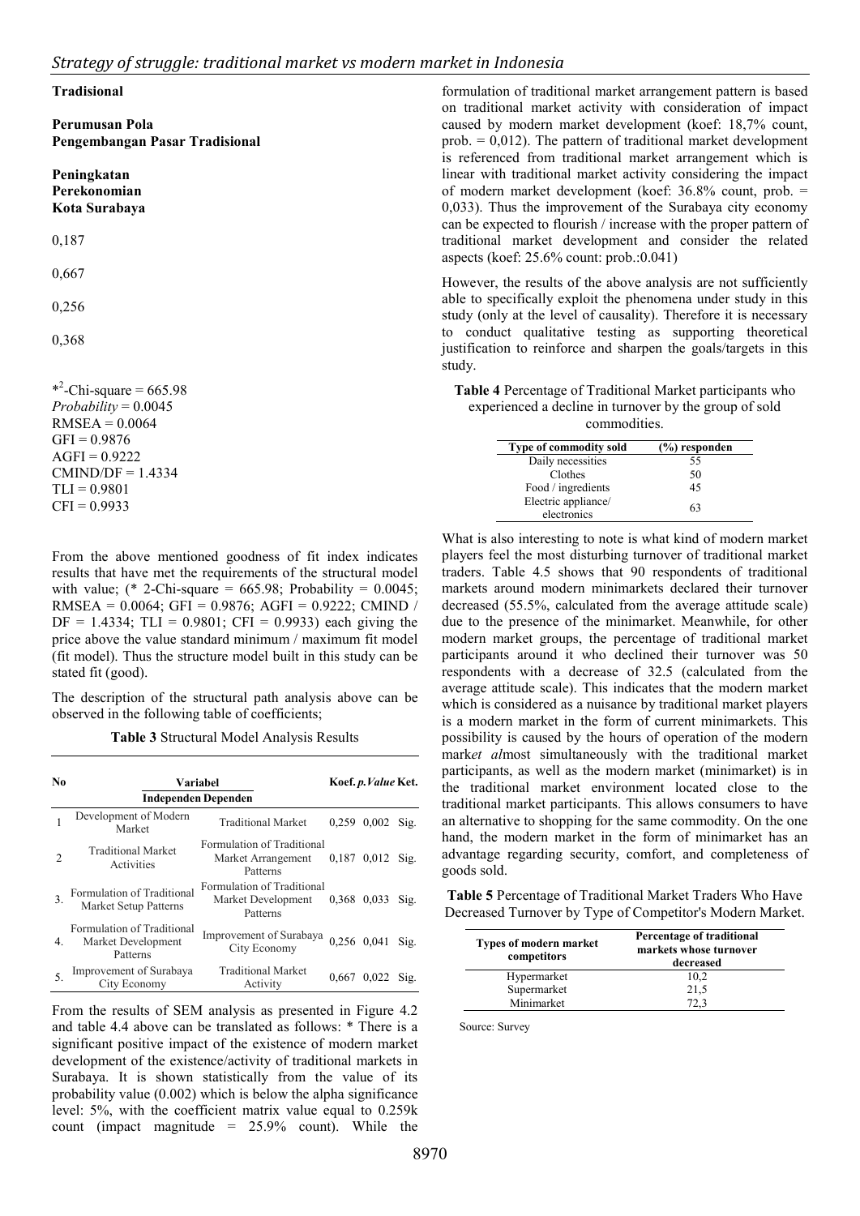**Tradisional**

**Perumusan Pola Pengembangan Pasar Tradisional**

**Peningkatan Perekonomian Kota Surabaya**

0,187

0,667

0,256

0,368

*$^2$-Chi-square = 665.98
*Probability* = 0.0045
RMSEA = 0.0064
GFI = 0.9876
AGFI = 0.9222
CMIND/DF = 1.4334
TLI = 0.9801
CFI = 0.9933

From the above mentioned goodness of fit index indicates results that have met the requirements of the structural model with value; (* 2-Chi-square = 665.98; Probability = 0.0045; RMSEA = 0.0064; GFI = 0.9876; AGFI = 0.9222; CMIND / DF = 1.4334; TLI = 0.9801; CFI = 0.9933) each giving the price above the value standard minimum / maximum fit model (fit model). Thus the structure model built in this study can be stated fit (good).

The description of the structural path analysis above can be observed in the following table of coefficients;

**Table 3** Structural Model Analysis Results

| No | Variabel | | Koef. | *p.Value* | Ket. |
|---|---|---|---|---|---|
| | Independen | Dependen | | | |
| 1 | Development of Modern Market | Traditional Market | 0,259 | 0,002 | Sig. |
| 2 | Traditional Market Activities | Formulation of Traditional Market Arrangement Patterns | 0,187 | 0,012 | Sig. |
| 3. | Formulation of Traditional Market Setup Patterns | Formulation of Traditional Market Development Patterns | 0,368 | 0,033 | Sig. |
| 4. | Formulation of Traditional Market Development Patterns | Improvement of Surabaya City Economy | 0,256 | 0,041 | Sig. |
| 5. | Improvement of Surabaya City Economy | Traditional Market Activity | 0,667 | 0,022 | Sig. |

From the results of SEM analysis as presented in Figure 4.2 and table 4.4 above can be translated as follows: * There is a significant positive impact of the existence of modern market development of the existence/activity of traditional markets in Surabaya. It is shown statistically from the value of its probability value (0.002) which is below the alpha significance level: 5%, with the coefficient matrix value equal to 0.259k count (impact magnitude = 25.9% count). While the formulation of traditional market arrangement pattern is based on traditional market activity with consideration of impact caused by modern market development (koef: 18,7% count, prob. = 0,012). The pattern of traditional market development is referenced from traditional market arrangement which is linear with traditional market activity considering the impact of modern market development (koef: 36.8% count, prob. = 0,033). Thus the improvement of the Surabaya city economy can be expected to flourish / increase with the proper pattern of traditional market development and consider the related aspects (koef: 25.6% count: prob.:0.041)

However, the results of the above analysis are not sufficiently able to specifically exploit the phenomena under study in this study (only at the level of causality). Therefore it is necessary to conduct qualitative testing as supporting theoretical justification to reinforce and sharpen the goals/targets in this study.

**Table 4** Percentage of Traditional Market participants who experienced a decline in turnover by the group of sold commodities.

| Type of commodity sold | (%) responden |
|---|---|
| Daily necessities | 55 |
| Clothes | 50 |
| Food / ingredients | 45 |
| Electric appliance/ electronics | 63 |

What is also interesting to note is what kind of modern market players feel the most disturbing turnover of traditional market traders. Table 4.5 shows that 90 respondents of traditional markets around modern minimarkets declared their turnover decreased (55.5%, calculated from the average attitude scale) due to the presence of the minimarket. Meanwhile, for other modern market groups, the percentage of traditional market participants around it who declined their turnover was 50 respondents with a decrease of 32.5 (calculated from the average attitude scale). This indicates that the modern market which is considered as a nuisance by traditional market players is a modern market in the form of current minimarkets. This possibility is caused by the hours of operation of the modern mark*et al*most simultaneously with the traditional market participants, as well as the modern market (minimarket) is in the traditional market environment located close to the traditional market participants. This allows consumers to have an alternative to shopping for the same commodity. On the one hand, the modern market in the form of minimarket has an advantage regarding security, comfort, and completeness of goods sold.

**Table 5** Percentage of Traditional Market Traders Who Have Decreased Turnover by Type of Competitor's Modern Market.

| Types of modern market competitors | Percentage of traditional markets whose turnover decreased |
|---|---|
| Hypermarket | 10,2 |
| Supermarket | 21,5 |
| Minimarket | 72,3 |

Source: Survey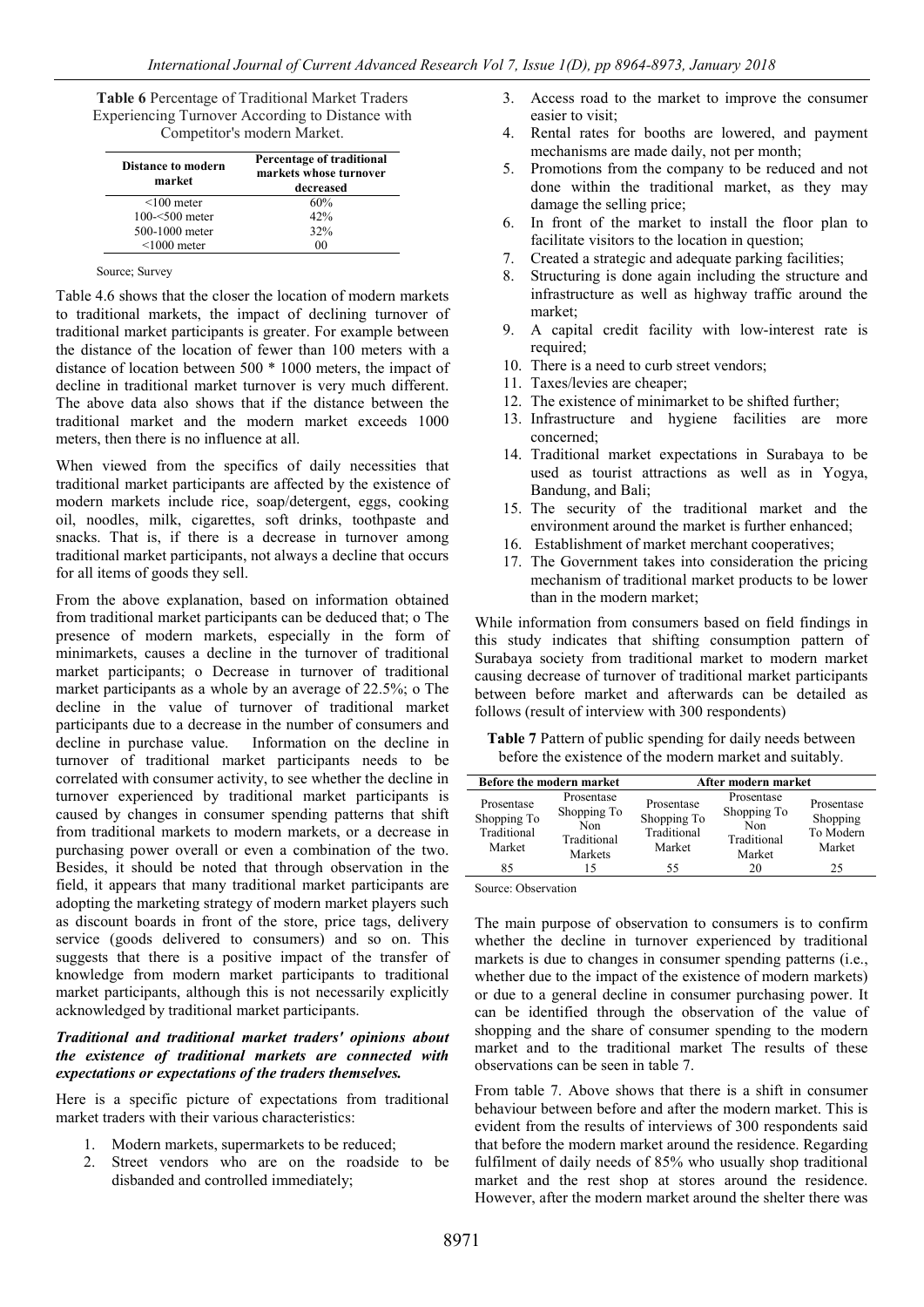**Table 6** Percentage of Traditional Market Traders Experiencing Turnover According to Distance with Competitor's modern Market.

| Distance to modern market | Percentage of traditional markets whose turnover decreased |
|---|---|
| <100 meter | 60% |
| 100-<500 meter | 42% |
| 500-1000 meter | 32% |
| <1000 meter | 00 |

Source; Survey

Table 4.6 shows that the closer the location of modern markets to traditional markets, the impact of declining turnover of traditional market participants is greater. For example between the distance of the location of fewer than 100 meters with a distance of location between 500 * 1000 meters, the impact of decline in traditional market turnover is very much different. The above data also shows that if the distance between the traditional market and the modern market exceeds 1000 meters, then there is no influence at all.

When viewed from the specifics of daily necessities that traditional market participants are affected by the existence of modern markets include rice, soap/detergent, eggs, cooking oil, noodles, milk, cigarettes, soft drinks, toothpaste and snacks. That is, if there is a decrease in turnover among traditional market participants, not always a decline that occurs for all items of goods they sell.

From the above explanation, based on information obtained from traditional market participants can be deduced that; o The presence of modern markets, especially in the form of minimarkets, causes a decline in the turnover of traditional market participants; o Decrease in turnover of traditional market participants as a whole by an average of 22.5%; o The decline in the value of turnover of traditional market participants due to a decrease in the number of consumers and decline in purchase value. Information on the decline in turnover of traditional market participants needs to be correlated with consumer activity, to see whether the decline in turnover experienced by traditional market participants is caused by changes in consumer spending patterns that shift from traditional markets to modern markets, or a decrease in purchasing power overall or even a combination of the two. Besides, it should be noted that through observation in the field, it appears that many traditional market participants are adopting the marketing strategy of modern market players such as discount boards in front of the store, price tags, delivery service (goods delivered to consumers) and so on. This suggests that there is a positive impact of the transfer of knowledge from modern market participants to traditional market participants, although this is not necessarily explicitly acknowledged by traditional market participants.

***Traditional and traditional market traders' opinions about the existence of traditional markets are connected with expectations or expectations of the traders themselves.***

Here is a specific picture of expectations from traditional market traders with their various characteristics:

1. Modern markets, supermarkets to be reduced;
2. Street vendors who are on the roadside to be disbanded and controlled immediately;
3. Access road to the market to improve the consumer easier to visit;
4. Rental rates for booths are lowered, and payment mechanisms are made daily, not per month;
5. Promotions from the company to be reduced and not done within the traditional market, as they may damage the selling price;
6. In front of the market to install the floor plan to facilitate visitors to the location in question;
7. Created a strategic and adequate parking facilities;
8. Structuring is done again including the structure and infrastructure as well as highway traffic around the market;
9. A capital credit facility with low-interest rate is required;
10. There is a need to curb street vendors;
11. Taxes/levies are cheaper;
12. The existence of minimarket to be shifted further;
13. Infrastructure and hygiene facilities are more concerned;
14. Traditional market expectations in Surabaya to be used as tourist attractions as well as in Yogya, Bandung, and Bali;
15. The security of the traditional market and the environment around the market is further enhanced;
16. Establishment of market merchant cooperatives;
17. The Government takes into consideration the pricing mechanism of traditional market products to be lower than in the modern market;

While information from consumers based on field findings in this study indicates that shifting consumption pattern of Surabaya society from traditional market to modern market causing decrease of turnover of traditional market participants between before market and afterwards can be detailed as follows (result of interview with 300 respondents)

**Table 7** Pattern of public spending for daily needs between before the existence of the modern market and suitably.

| Before the modern market | | After modern market | | |
|---|---|---|---|---|
| Prosentase Shopping To Traditional Market | Prosentase Shopping To Non Traditional Markets | Prosentase Shopping To Traditional Market | Prosentase Shopping To Non Traditional Market | Prosentase Shopping To Modern Market |
| 85 | 15 | 55 | 20 | 25 |

Source: Observation

The main purpose of observation to consumers is to confirm whether the decline in turnover experienced by traditional markets is due to changes in consumer spending patterns (i.e., whether due to the impact of the existence of modern markets) or due to a general decline in consumer purchasing power. It can be identified through the observation of the value of shopping and the share of consumer spending to the modern market and to the traditional market The results of these observations can be seen in table 7.

From table 7. Above shows that there is a shift in consumer behaviour between before and after the modern market. This is evident from the results of interviews of 300 respondents said that before the modern market around the residence. Regarding fulfilment of daily needs of 85% who usually shop traditional market and the rest shop at stores around the residence. However, after the modern market around the shelter there was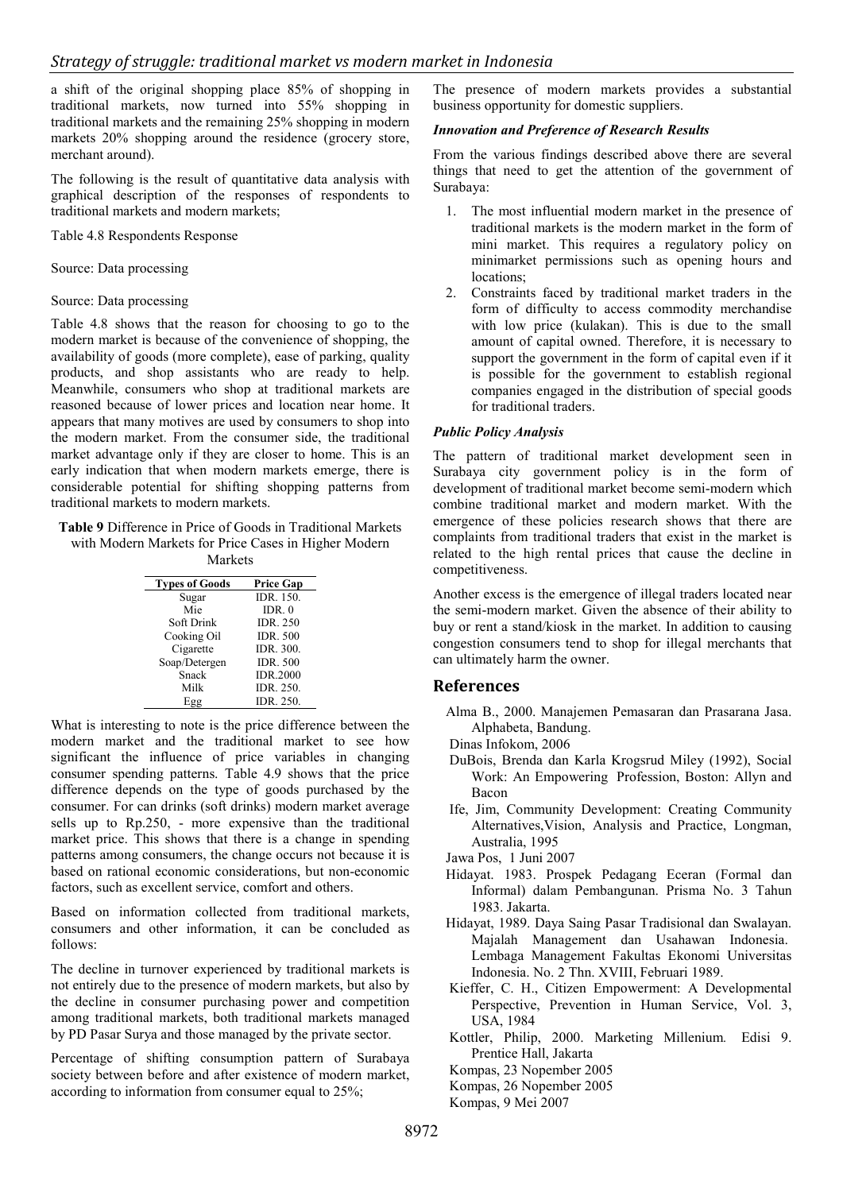a shift of the original shopping place 85% of shopping in traditional markets, now turned into 55% shopping in traditional markets and the remaining 25% shopping in modern markets 20% shopping around the residence (grocery store, merchant around).

The following is the result of quantitative data analysis with graphical description of the responses of respondents to traditional markets and modern markets;

Table 4.8 Respondents Response

Source: Data processing

Source: Data processing

Table 4.8 shows that the reason for choosing to go to the modern market is because of the convenience of shopping, the availability of goods (more complete), ease of parking, quality products, and shop assistants who are ready to help. Meanwhile, consumers who shop at traditional markets are reasoned because of lower prices and location near home. It appears that many motives are used by consumers to shop into the modern market. From the consumer side, the traditional market advantage only if they are closer to home. This is an early indication that when modern markets emerge, there is considerable potential for shifting shopping patterns from traditional markets to modern markets.

**Table 9** Difference in Price of Goods in Traditional Markets with Modern Markets for Price Cases in Higher Modern Markets

| Types of Goods | Price Gap |
|---|---|
| Sugar | IDR. 150. |
| Mie | IDR. 0 |
| Soft Drink | IDR. 250 |
| Cooking Oil | IDR. 500 |
| Cigarette | IDR. 300. |
| Soap/Detergen | IDR. 500 |
| Snack | IDR.2000 |
| Milk | IDR. 250. |
| Egg | IDR. 250. |

What is interesting to note is the price difference between the modern market and the traditional market to see how significant the influence of price variables in changing consumer spending patterns. Table 4.9 shows that the price difference depends on the type of goods purchased by the consumer. For can drinks (soft drinks) modern market average sells up to Rp.250, - more expensive than the traditional market price. This shows that there is a change in spending patterns among consumers, the change occurs not because it is based on rational economic considerations, but non-economic factors, such as excellent service, comfort and others.

Based on information collected from traditional markets, consumers and other information, it can be concluded as follows:

The decline in turnover experienced by traditional markets is not entirely due to the presence of modern markets, but also by the decline in consumer purchasing power and competition among traditional markets, both traditional markets managed by PD Pasar Surya and those managed by the private sector.

Percentage of shifting consumption pattern of Surabaya society between before and after existence of modern market, according to information from consumer equal to 25%;

The presence of modern markets provides a substantial business opportunity for domestic suppliers.

### *Innovation and Preference of Research Results*

From the various findings described above there are several things that need to get the attention of the government of Surabaya:

1. The most influential modern market in the presence of traditional markets is the modern market in the form of mini market. This requires a regulatory policy on minimarket permissions such as opening hours and locations;
2. Constraints faced by traditional market traders in the form of difficulty to access commodity merchandise with low price (kulakan). This is due to the small amount of capital owned. Therefore, it is necessary to support the government in the form of capital even if it is possible for the government to establish regional companies engaged in the distribution of special goods for traditional traders.

### *Public Policy Analysis*

The pattern of traditional market development seen in Surabaya city government policy is in the form of development of traditional market become semi-modern which combine traditional market and modern market. With the emergence of these policies research shows that there are complaints from traditional traders that exist in the market is related to the high rental prices that cause the decline in competitiveness.

Another excess is the emergence of illegal traders located near the semi-modern market. Given the absence of their ability to buy or rent a stand/kiosk in the market. In addition to causing congestion consumers tend to shop for illegal merchants that can ultimately harm the owner.

## References

Alma B., 2000. Manajemen Pemasaran dan Prasarana Jasa. Alphabeta, Bandung.

Dinas Infokom, 2006

DuBois, Brenda dan Karla Krogsrud Miley (1992), Social Work: An Empowering Profession, Boston: Allyn and Bacon

Ife, Jim, Community Development: Creating Community Alternatives,Vision, Analysis and Practice, Longman, Australia, 1995

Jawa Pos, 1 Juni 2007

Hidayat. 1983. Prospek Pedagang Eceran (Formal dan Informal) dalam Pembangunan. Prisma No. 3 Tahun 1983. Jakarta.

Hidayat, 1989. Daya Saing Pasar Tradisional dan Swalayan. Majalah Management dan Usahawan Indonesia. Lembaga Management Fakultas Ekonomi Universitas Indonesia. No. 2 Thn. XVIII, Februari 1989.

Kieffer, C. H., Citizen Empowerment: A Developmental Perspective, Prevention in Human Service, Vol. 3, USA, 1984

Kottler, Philip, 2000. Marketing Millenium. Edisi 9. Prentice Hall, Jakarta

Kompas, 23 Nopember 2005

Kompas, 26 Nopember 2005

Kompas, 9 Mei 2007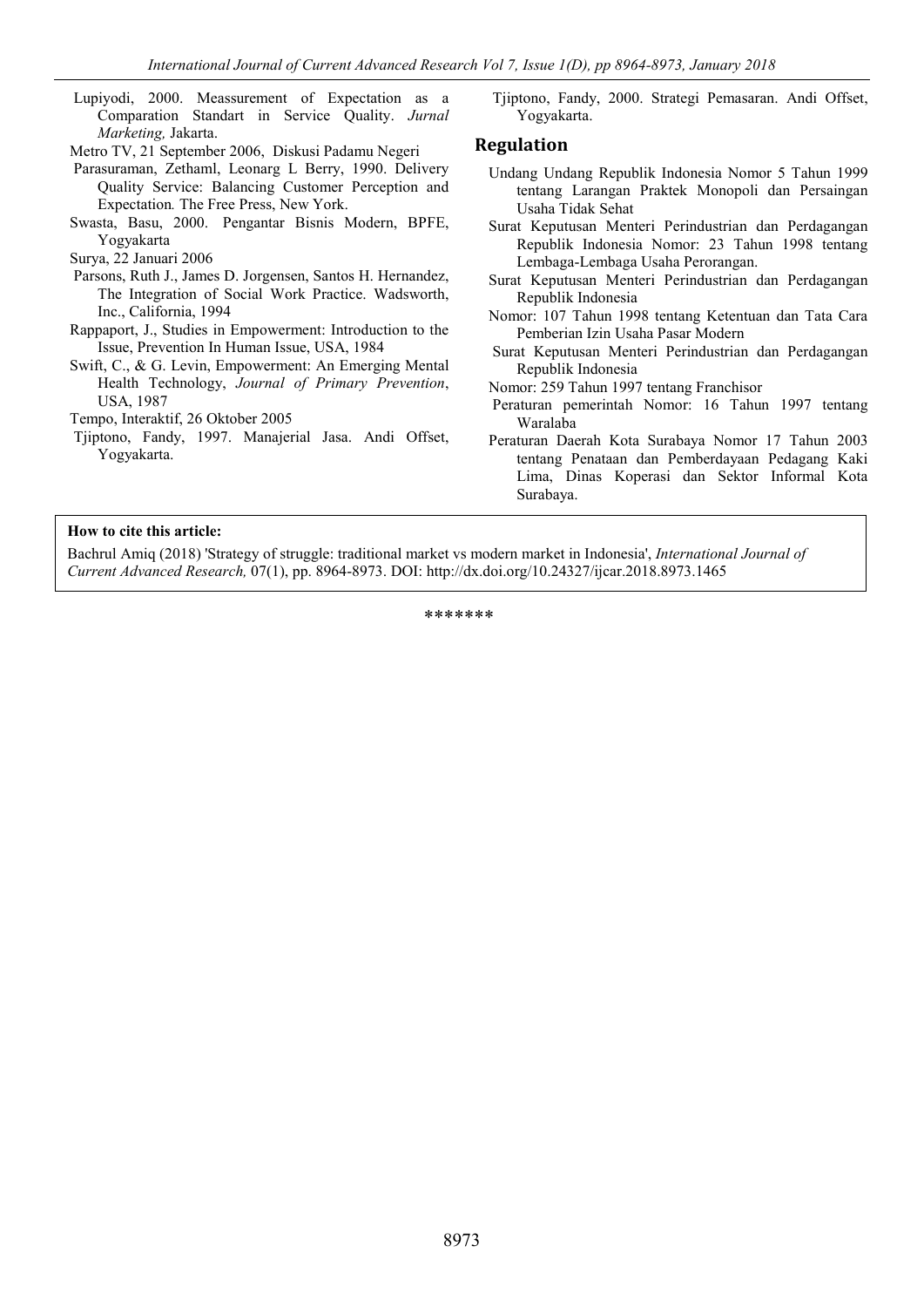Lupiyodi, 2000. Meassurement of Expectation as a Comparation Standart in Service Quality. *Jurnal Marketing,* Jakarta.

Metro TV, 21 September 2006, Diskusi Padamu Negeri

Parasuraman, Zethaml, Leonarg L Berry, 1990. Delivery Quality Service: Balancing Customer Perception and Expectation*.* The Free Press, New York.

Swasta, Basu, 2000. Pengantar Bisnis Modern, BPFE, Yogyakarta

Surya, 22 Januari 2006

Parsons, Ruth J., James D. Jorgensen, Santos H. Hernandez, The Integration of Social Work Practice. Wadsworth, Inc., California, 1994

Rappaport, J., Studies in Empowerment: Introduction to the Issue, Prevention In Human Issue, USA, 1984

Swift, C., & G. Levin, Empowerment: An Emerging Mental Health Technology, *Journal of Primary Prevention*, USA, 1987

Tempo, Interaktif, 26 Oktober 2005

Tjiptono, Fandy, 1997. Manajerial Jasa. Andi Offset, Yogyakarta.

Tjiptono, Fandy, 2000. Strategi Pemasaran. Andi Offset, Yogyakarta.

## Regulation

Undang Undang Republik Indonesia Nomor 5 Tahun 1999 tentang Larangan Praktek Monopoli dan Persaingan Usaha Tidak Sehat

Surat Keputusan Menteri Perindustrian dan Perdagangan Republik Indonesia Nomor: 23 Tahun 1998 tentang Lembaga-Lembaga Usaha Perorangan.

Surat Keputusan Menteri Perindustrian dan Perdagangan Republik Indonesia

Nomor: 107 Tahun 1998 tentang Ketentuan dan Tata Cara Pemberian Izin Usaha Pasar Modern

Surat Keputusan Menteri Perindustrian dan Perdagangan Republik Indonesia

Nomor: 259 Tahun 1997 tentang Franchisor

Peraturan pemerintah Nomor: 16 Tahun 1997 tentang Waralaba

Peraturan Daerah Kota Surabaya Nomor 17 Tahun 2003 tentang Penataan dan Pemberdayaan Pedagang Kaki Lima, Dinas Koperasi dan Sektor Informal Kota Surabaya.

**How to cite this article:**

Bachrul Amiq (2018) 'Strategy of struggle: traditional market vs modern market in Indonesia', *International Journal of Current Advanced Research,* 07(1), pp. 8964-8973. DOI: http://dx.doi.org/10.24327/ijcar.2018.8973.1465

\*\*\*\*\*\*\*